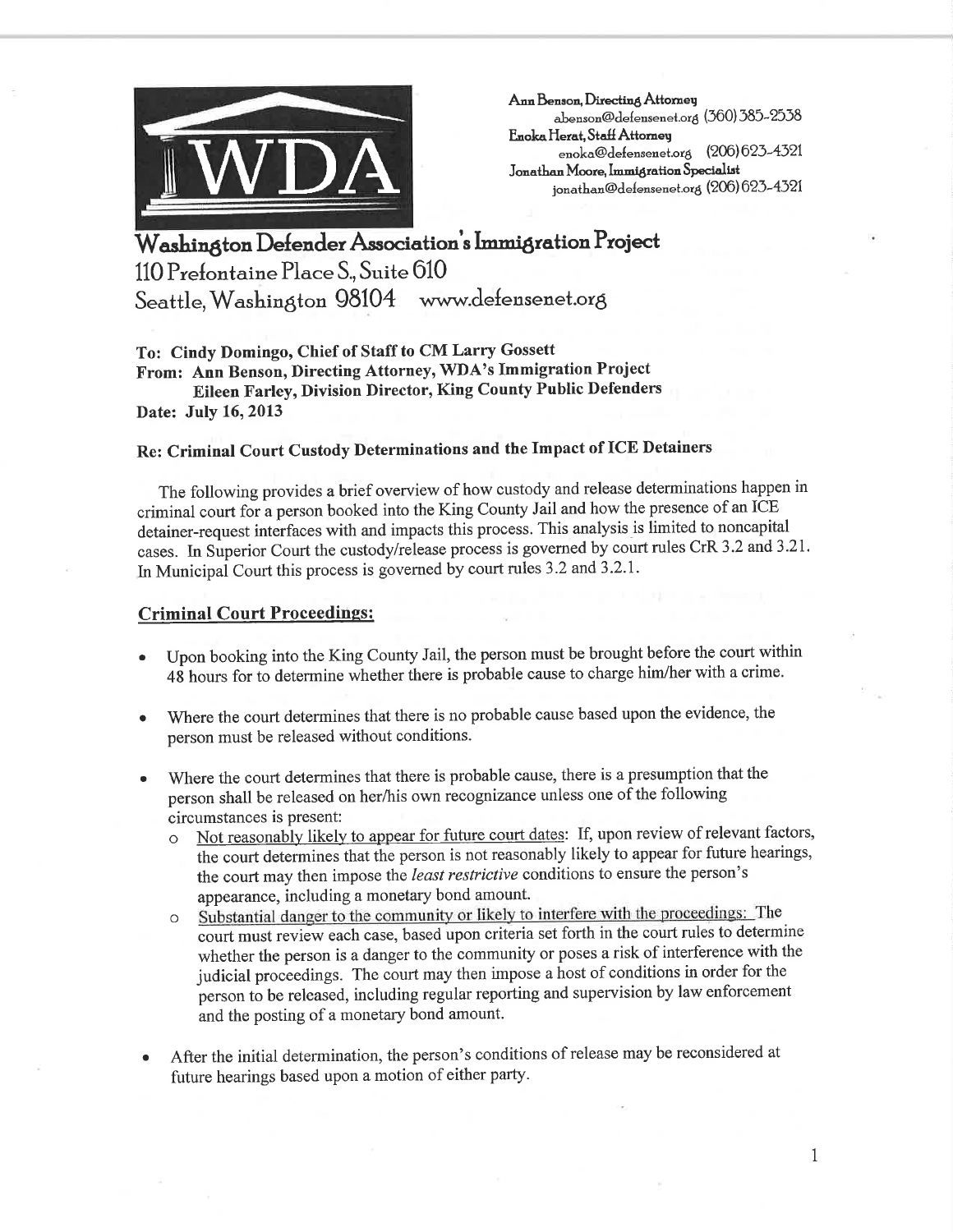WDA

Ann Benson, Directing Attorney
abenson@defensenet.org (360) 385-2538
Enoka Herat, Staff Attorney
enoka@defensenet.org (206) 623-4321
Jonathan Moore, Immigration Specialist
jonathan@defensenet.org (206) 623-4321

# Washington Defender Association's Immigration Project

110 Prefontaine Place S., Suite 610
Seattle, Washington 98104 www.defensenet.org

**To: Cindy Domingo, Chief of Staff to CM Larry Gossett**
**From: Ann Benson, Directing Attorney, WDA's Immigration Project**
**Eileen Farley, Division Director, King County Public Defenders**
**Date: July 16, 2013**

**Re: Criminal Court Custody Determinations and the Impact of ICE Detainers**

The following provides a brief overview of how custody and release determinations happen in criminal court for a person booked into the King County Jail and how the presence of an ICE detainer-request interfaces with and impacts this process. This analysis is limited to noncapital cases. In Superior Court the custody/release process is governed by court rules CrR 3.2 and 3.21. In Municipal Court this process is governed by court rules 3.2 and 3.2.1.

## Criminal Court Proceedings:

- Upon booking into the King County Jail, the person must be brought before the court within 48 hours for to determine whether there is probable cause to charge him/her with a crime.
- Where the court determines that there is no probable cause based upon the evidence, the person must be released without conditions.
- Where the court determines that there is probable cause, there is a presumption that the person shall be released on her/his own recognizance unless one of the following circumstances is present:
  - Not reasonably likely to appear for future court dates: If, upon review of relevant factors, the court determines that the person is not reasonably likely to appear for future hearings, the court may then impose the *least restrictive* conditions to ensure the person's appearance, including a monetary bond amount.
  - Substantial danger to the community or likely to interfere with the proceedings: The court must review each case, based upon criteria set forth in the court rules to determine whether the person is a danger to the community or poses a risk of interference with the judicial proceedings. The court may then impose a host of conditions in order for the person to be released, including regular reporting and supervision by law enforcement and the posting of a monetary bond amount.
- After the initial determination, the person's conditions of release may be reconsidered at future hearings based upon a motion of either party.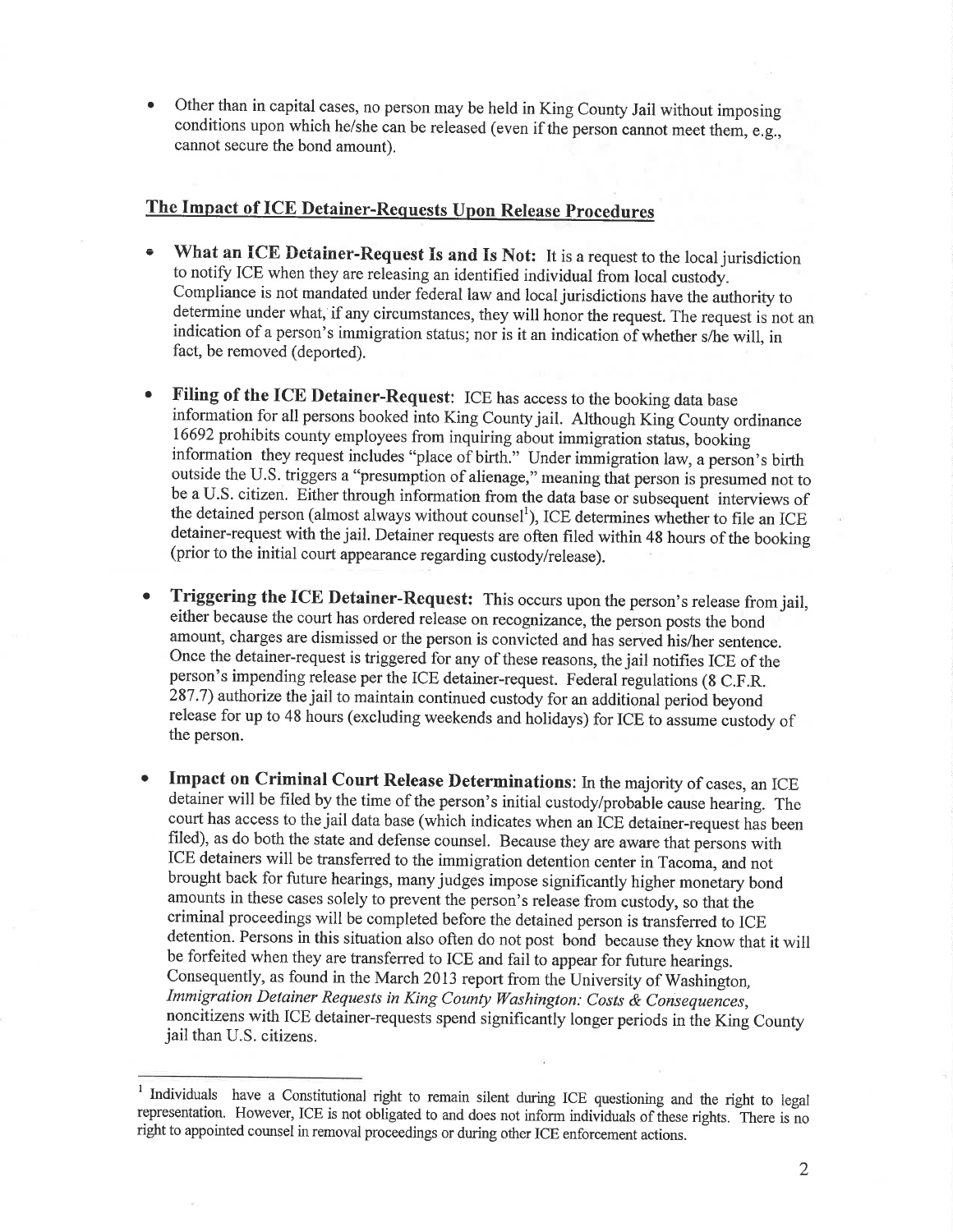- Other than in capital cases, no person may be held in King County Jail without imposing conditions upon which he/she can be released (even if the person cannot meet them, e.g., cannot secure the bond amount).

## The Impact of ICE Detainer-Requests Upon Release Procedures

- **What an ICE Detainer-Request Is and Is Not:** It is a request to the local jurisdiction to notify ICE when they are releasing an identified individual from local custody. Compliance is not mandated under federal law and local jurisdictions have the authority to determine under what, if any circumstances, they will honor the request. The request is not an indication of a person's immigration status; nor is it an indication of whether s/he will, in fact, be removed (deported).

- **Filing of the ICE Detainer-Request:** ICE has access to the booking data base information for all persons booked into King County jail. Although King County ordinance 16692 prohibits county employees from inquiring about immigration status, booking information they request includes "place of birth." Under immigration law, a person's birth outside the U.S. triggers a "presumption of alienage," meaning that person is presumed not to be a U.S. citizen. Either through information from the data base or subsequent interviews of the detained person (almost always without counsel[1]), ICE determines whether to file an ICE detainer-request with the jail. Detainer requests are often filed within 48 hours of the booking (prior to the initial court appearance regarding custody/release).

- **Triggering the ICE Detainer-Request:** This occurs upon the person's release from jail, either because the court has ordered release on recognizance, the person posts the bond amount, charges are dismissed or the person is convicted and has served his/her sentence. Once the detainer-request is triggered for any of these reasons, the jail notifies ICE of the person's impending release per the ICE detainer-request. Federal regulations (8 C.F.R. 287.7) authorize the jail to maintain continued custody for an additional period beyond release for up to 48 hours (excluding weekends and holidays) for ICE to assume custody of the person.

- **Impact on Criminal Court Release Determinations:** In the majority of cases, an ICE detainer will be filed by the time of the person's initial custody/probable cause hearing. The court has access to the jail data base (which indicates when an ICE detainer-request has been filed), as do both the state and defense counsel. Because they are aware that persons with ICE detainers will be transferred to the immigration detention center in Tacoma, and not brought back for future hearings, many judges impose significantly higher monetary bond amounts in these cases solely to prevent the person's release from custody, so that the criminal proceedings will be completed before the detained person is transferred to ICE detention. Persons in this situation also often do not post bond because they know that it will be forfeited when they are transferred to ICE and fail to appear for future hearings. Consequently, as found in the March 2013 report from the University of Washington, *Immigration Detainer Requests in King County Washington: Costs & Consequences*, noncitizens with ICE detainer-requests spend significantly longer periods in the King County jail than U.S. citizens.

---

[1] Individuals have a Constitutional right to remain silent during ICE questioning and the right to legal representation. However, ICE is not obligated to and does not inform individuals of these rights. There is no right to appointed counsel in removal proceedings or during other ICE enforcement actions.